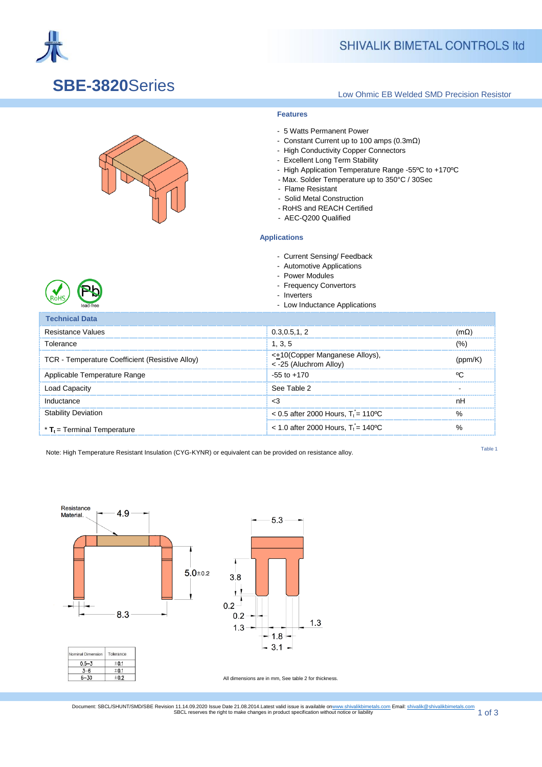# SBE-3820Series

Low Ohmic EB Welded SMD Precision Resistor

### Features

- 5 Watts Permanent Power
- Constant Current up to 100 amps (0.3mΩ)
- High Conductivity Copper Connectors
- Excellent Long Term Stability
- High Application Temperature Range -55ºC to +170ºC
- Max. Solder Temperature up to 350°C / 30Sec
- Flame Resistant
- Solid Metal Construction
- RoHS and REACH Certified
- AEC-Q200 Qualified

### Applications

- Current Sensing/ Feedback
- Automotive Applications
- Power Modules
- Frequency Convertors
- Inverters
- Low Inductance Applications

| Technical Data | | |
|---|---|---|
| Resistance Values | 0.3,0.5,1, 2 | (mΩ) |
| Tolerance | 1, 3, 5 | (%) |
| TCR - Temperature Coefficient (Resistive Alloy) | <±10(Copper Manganese Alloys), < -25 (Aluchrom Alloy) | (ppm/K) |
| Applicable Temperature Range | -55 to +170 | ºC |
| Load Capacity | See Table 2 | - |
| Inductance | <3 | nH |
| Stability Deviation | < 0.5 after 2000 Hours, $T_t^*$= 110ºC | % |
| * $T_t$ = Terminal Temperature | < 1.0 after 2000 Hours, $T_t^*$= 140ºC | % |

Table 1

Note: High Temperature Resistant Insulation (CYG-KYNR) or equivalent can be provided on resistance alloy.

Resistance Material. 4.9 5.0±0.2 8.3 5.3 3.8 0.2 0.2 1.3 1.3 1.8 3.1

| Nominal Dimension | Tolerance |
|---|---|
| 0.5–3 | ±0.1 |
| 3–6 | ±0.1 |
| 6–30 | ±0.2 |

All dimensions are in mm, See table 2 for thickness.

Document: SBCL/SHUNT/SMD/SBE Revision 11.14.09.2020 Issue Date 21.08.2014.Latest valid issue is available onwww.shivalikbimetals.com Email: shivalik@shivalikbimetals.com
SBCL reserves the right to make changes in product specification without notice or liability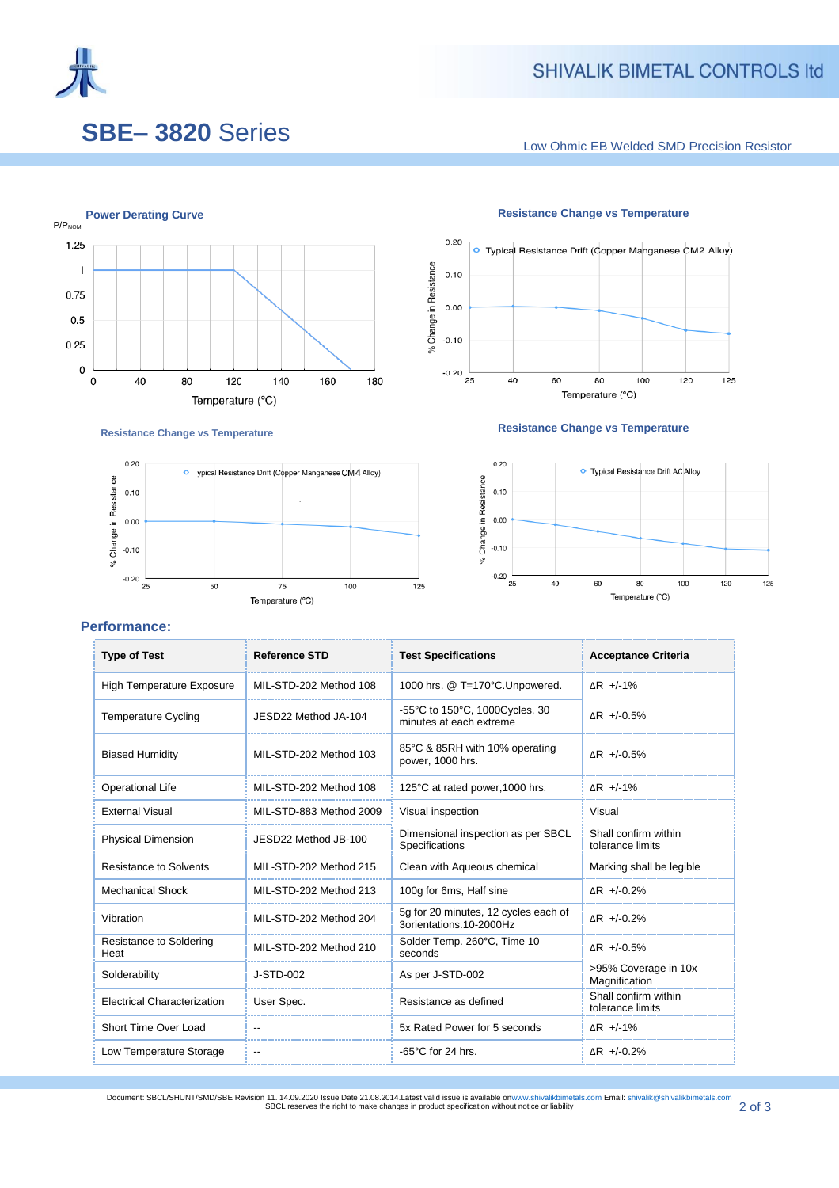# SBE– 3820 Series

Low Ohmic EB Welded SMD Precision Resistor

**Power Derating Curve**

P/P$_{NOM}$

1.25
1
0.75
0.5
0.25
0

0 40 80 120 140 160 180

Temperature (°C)

**Resistance Change vs Temperature**

Typical Resistance Drift (Copper Manganese CM2 Alloy)

% Change in Resistance

Temperature (°C)

**Resistance Change vs Temperature**

Typical Resistance Drift (Copper Manganese CM4 Alloy)

% Change in Resistance

Temperature (°C)

**Resistance Change vs Temperature**

Typical Resistance Drift AC Alloy

% Change in Resistance

Temperature (°C)

## Performance:

| Type of Test | Reference STD | Test Specifications | Acceptance Criteria |
|---|---|---|---|
| High Temperature Exposure | MIL-STD-202 Method 108 | 1000 hrs. @ T=170°C.Unpowered. | ΔR +/-1% |
| Temperature Cycling | JESD22 Method JA-104 | -55°C to 150°C, 1000Cycles, 30 minutes at each extreme | ΔR +/-0.5% |
| Biased Humidity | MIL-STD-202 Method 103 | 85°C & 85RH with 10% operating power, 1000 hrs. | ΔR +/-0.5% |
| Operational Life | MIL-STD-202 Method 108 | 125°C at rated power,1000 hrs. | ΔR +/-1% |
| External Visual | MIL-STD-883 Method 2009 | Visual inspection | Visual |
| Physical Dimension | JESD22 Method JB-100 | Dimensional inspection as per SBCL Specifications | Shall confirm within tolerance limits |
| Resistance to Solvents | MIL-STD-202 Method 215 | Clean with Aqueous chemical | Marking shall be legible |
| Mechanical Shock | MIL-STD-202 Method 213 | 100g for 6ms, Half sine | ΔR +/-0.2% |
| Vibration | MIL-STD-202 Method 204 | 5g for 20 minutes, 12 cycles each of 3orientations.10-2000Hz | ΔR +/-0.2% |
| Resistance to Soldering Heat | MIL-STD-202 Method 210 | Solder Temp. 260°C, Time 10 seconds | ΔR +/-0.5% |
| Solderability | J-STD-002 | As per J-STD-002 | >95% Coverage in 10x Magnification |
| Electrical Characterization | User Spec. | Resistance as defined | Shall confirm within tolerance limits |
| Short Time Over Load | -- | 5x Rated Power for 5 seconds | ΔR +/-1% |
| Low Temperature Storage | -- | -65°C for 24 hrs. | ΔR +/-0.2% |

Document: SBCL/SHUNT/SMD/SBE Revision 11. 14.09.2020 Issue Date 21.08.2014.Latest valid issue is available on www.shivalikbimetals.com Email: shivalik@shivalikbimetals.com
SBCL reserves the right to make changes in product specification without notice or liability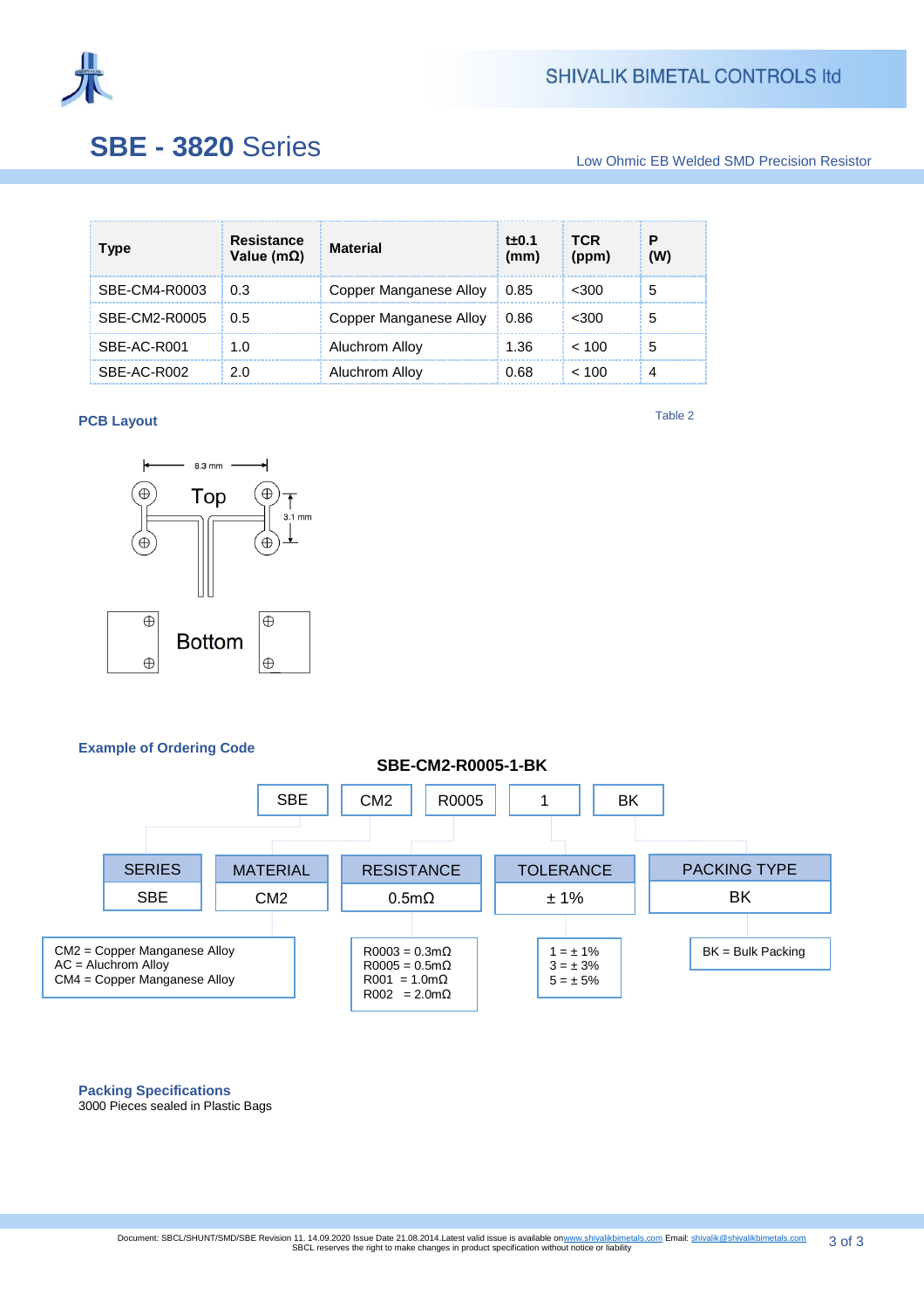# SBE - 3820 Series

Low Ohmic EB Welded SMD Precision Resistor

| Type | Resistance Value (mΩ) | Material | t±0.1 (mm) | TCR (ppm) | P (W) |
|---|---|---|---|---|---|
| SBE-CM4-R0003 | 0.3 | Copper Manganese Alloy | 0.85 | <300 | 5 |
| SBE-CM2-R0005 | 0.5 | Copper Manganese Alloy | 0.86 | <300 | 5 |
| SBE-AC-R001 | 1.0 | Aluchrom Alloy | 1.36 | < 100 | 5 |
| SBE-AC-R002 | 2.0 | Aluchrom Alloy | 0.68 | < 100 | 4 |

Table 2

### PCB Layout

8.3 mm

Top

3.1 mm

Bottom

### Example of Ordering Code

**SBE-CM2-R0005-1-BK**

SBE | CM2 | R0005 | 1 | BK

| SERIES | MATERIAL | RESISTANCE | TOLERANCE | PACKING TYPE |
|---|---|---|---|---|
| SBE | CM2 | 0.5mΩ | ± 1% | BK |

CM2 = Copper Manganese Alloy
AC = Aluchrom Alloy
CM4 = Copper Manganese Alloy

R0003 = 0.3mΩ
R0005 = 0.5mΩ
R001 = 1.0mΩ
R002 = 2.0mΩ

1 = ± 1%
3 = ± 3%
5 = ± 5%

BK = Bulk Packing

### Packing Specifications

3000 Pieces sealed in Plastic Bags

Document: SBCL/SHUNT/SMD/SBE Revision 11. 14.09.2020 Issue Date 21.08.2014.Latest valid issue is available on www.shivalikbimetals.com Email: shivalik@shivalikbimetals.com
SBCL reserves the right to make changes in product specification without notice or liability